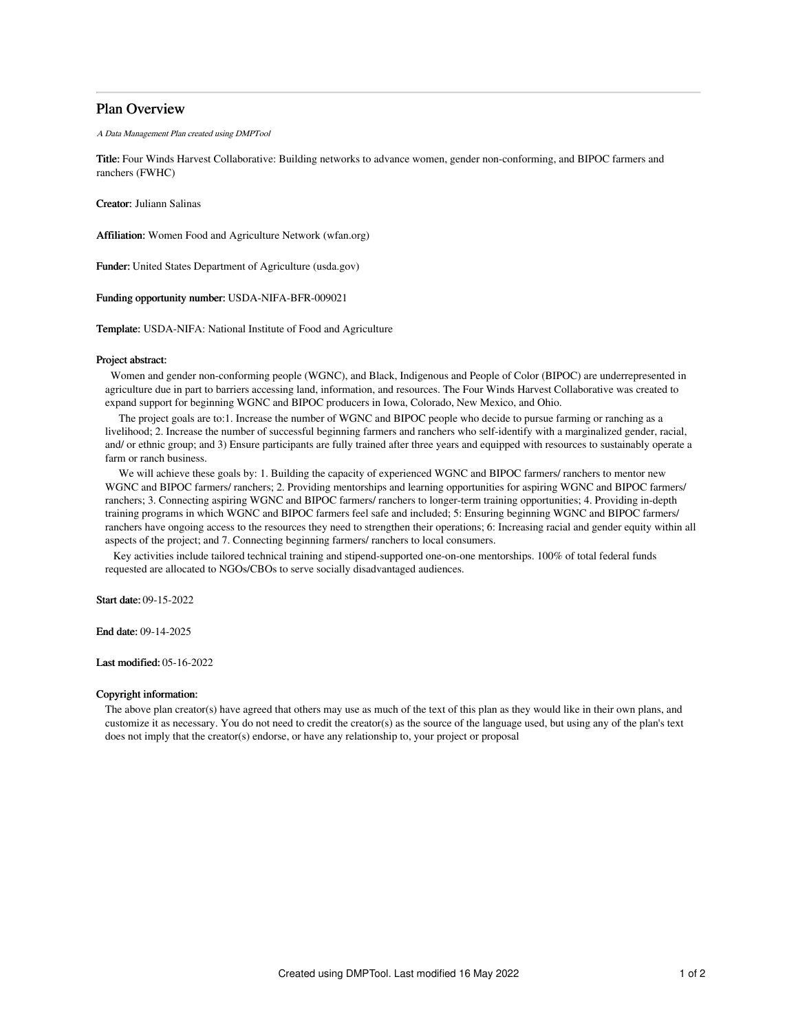# Plan Overview

*A Data Management Plan created using DMPTool*

**Title:** Four Winds Harvest Collaborative: Building networks to advance women, gender non-conforming, and BIPOC farmers and ranchers (FWHC)

**Creator:** Juliann Salinas

**Affiliation:** Women Food and Agriculture Network (wfan.org)

**Funder:** United States Department of Agriculture (usda.gov)

**Funding opportunity number:** USDA-NIFA-BFR-009021

**Template:** USDA-NIFA: National Institute of Food and Agriculture

**Project abstract:**

Women and gender non-conforming people (WGNC), and Black, Indigenous and People of Color (BIPOC) are underrepresented in agriculture due in part to barriers accessing land, information, and resources. The Four Winds Harvest Collaborative was created to expand support for beginning WGNC and BIPOC producers in Iowa, Colorado, New Mexico, and Ohio.

The project goals are to:1. Increase the number of WGNC and BIPOC people who decide to pursue farming or ranching as a livelihood; 2. Increase the number of successful beginning farmers and ranchers who self-identify with a marginalized gender, racial, and/ or ethnic group; and 3) Ensure participants are fully trained after three years and equipped with resources to sustainably operate a farm or ranch business.

We will achieve these goals by: 1. Building the capacity of experienced WGNC and BIPOC farmers/ ranchers to mentor new WGNC and BIPOC farmers/ ranchers; 2. Providing mentorships and learning opportunities for aspiring WGNC and BIPOC farmers/ ranchers; 3. Connecting aspiring WGNC and BIPOC farmers/ ranchers to longer-term training opportunities; 4. Providing in-depth training programs in which WGNC and BIPOC farmers feel safe and included; 5: Ensuring beginning WGNC and BIPOC farmers/ ranchers have ongoing access to the resources they need to strengthen their operations; 6: Increasing racial and gender equity within all aspects of the project; and 7. Connecting beginning farmers/ ranchers to local consumers.

Key activities include tailored technical training and stipend-supported one-on-one mentorships. 100% of total federal funds requested are allocated to NGOs/CBOs to serve socially disadvantaged audiences.

**Start date:** 09-15-2022

**End date:** 09-14-2025

**Last modified:** 05-16-2022

**Copyright information:**

The above plan creator(s) have agreed that others may use as much of the text of this plan as they would like in their own plans, and customize it as necessary. You do not need to credit the creator(s) as the source of the language used, but using any of the plan's text does not imply that the creator(s) endorse, or have any relationship to, your project or proposal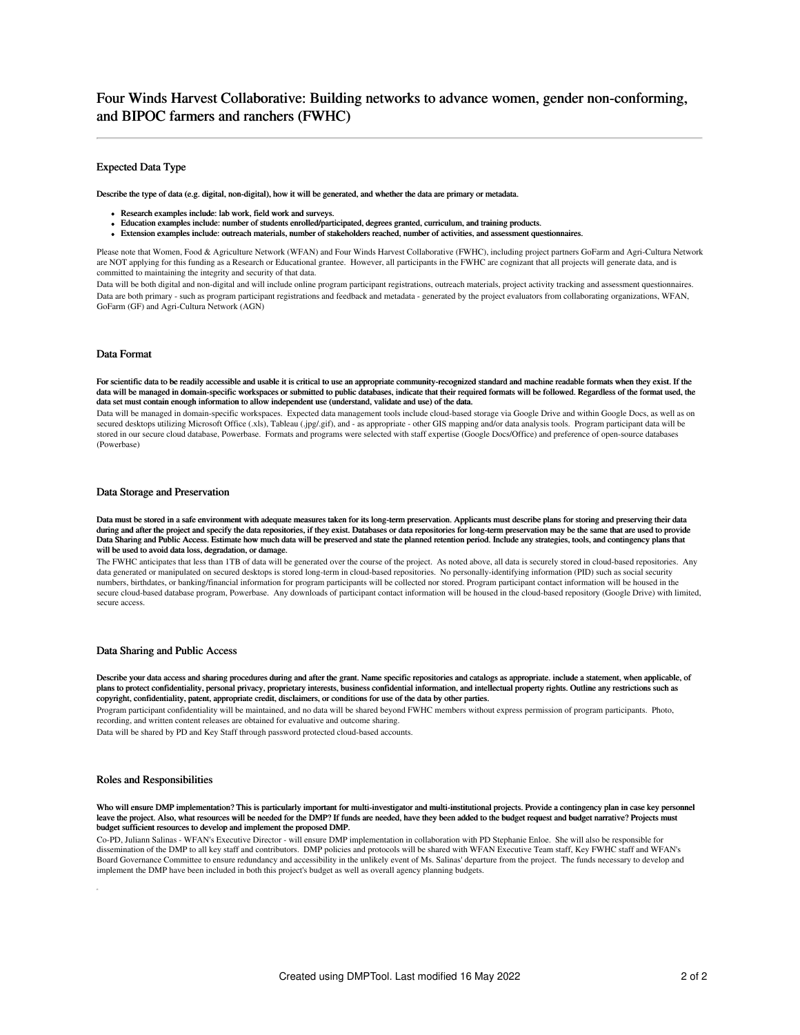# Four Winds Harvest Collaborative: Building networks to advance women, gender non-conforming, and BIPOC farmers and ranchers (FWHC)

---

## Expected Data Type

**Describe the type of data (e.g. digital, non-digital), how it will be generated, and whether the data are primary or metadata.**

- **Research examples include: lab work, field work and surveys.**
- **Education examples include: number of students enrolled/participated, degrees granted, curriculum, and training products.**
- **Extension examples include: outreach materials, number of stakeholders reached, number of activities, and assessment questionnaires.**

Please note that Women, Food & Agriculture Network (WFAN) and Four Winds Harvest Collaborative (FWHC), including project partners GoFarm and Agri-Cultura Network are NOT applying for this funding as a Research or Educational grantee. However, all participants in the FWHC are cognizant that all projects will generate data, and is committed to maintaining the integrity and security of that data.

Data will be both digital and non-digital and will include online program participant registrations, outreach materials, project activity tracking and assessment questionnaires.

Data are both primary - such as program participant registrations and feedback and metadata - generated by the project evaluators from collaborating organizations, WFAN, GoFarm (GF) and Agri-Cultura Network (AGN)

## Data Format

**For scientific data to be readily accessible and usable it is critical to use an appropriate community-recognized standard and machine readable formats when they exist. If the data will be managed in domain-specific workspaces or submitted to public databases, indicate that their required formats will be followed. Regardless of the format used, the data set must contain enough information to allow independent use (understand, validate and use) of the data.**

Data will be managed in domain-specific workspaces. Expected data management tools include cloud-based storage via Google Drive and within Google Docs, as well as on secured desktops utilizing Microsoft Office (.xls), Tableau (.jpg/.gif), and - as appropriate - other GIS mapping and/or data analysis tools. Program participant data will be stored in our secure cloud database, Powerbase. Formats and programs were selected with staff expertise (Google Docs/Office) and preference of open-source databases (Powerbase)

## Data Storage and Preservation

**Data must be stored in a safe environment with adequate measures taken for its long-term preservation. Applicants must describe plans for storing and preserving their data during and after the project and specify the data repositories, if they exist. Databases or data repositories for long-term preservation may be the same that are used to provide Data Sharing and Public Access. Estimate how much data will be preserved and state the planned retention period. Include any strategies, tools, and contingency plans that will be used to avoid data loss, degradation, or damage.**

The FWHC anticipates that less than 1TB of data will be generated over the course of the project. As noted above, all data is securely stored in cloud-based repositories. Any data generated or manipulated on secured desktops is stored long-term in cloud-based repositories. No personally-identifying information (PID) such as social security numbers, birthdates, or banking/financial information for program participants will be collected nor stored. Program participant contact information will be housed in the secure cloud-based database program, Powerbase. Any downloads of participant contact information will be housed in the cloud-based repository (Google Drive) with limited, secure access.

## Data Sharing and Public Access

**Describe your data access and sharing procedures during and after the grant. Name specific repositories and catalogs as appropriate. include a statement, when applicable, of plans to protect confidentiality, personal privacy, proprietary interests, business confidential information, and intellectual property rights. Outline any restrictions such as copyright, confidentiality, patent, appropriate credit, disclaimers, or conditions for use of the data by other parties.**

Program participant confidentiality will be maintained, and no data will be shared beyond FWHC members without express permission of program participants. Photo, recording, and written content releases are obtained for evaluative and outcome sharing.

Data will be shared by PD and Key Staff through password protected cloud-based accounts.

## Roles and Responsibilities

**Who will ensure DMP implementation? This is particularly important for multi-investigator and multi-institutional projects. Provide a contingency plan in case key personnel leave the project. Also, what resources will be needed for the DMP? If funds are needed, have they been added to the budget request and budget narrative? Projects must budget sufficient resources to develop and implement the proposed DMP.**

Co-PD, Juliann Salinas - WFAN's Executive Director - will ensure DMP implementation in collaboration with PD Stephanie Enloe. She will also be responsible for dissemination of the DMP to all key staff and contributors. DMP policies and protocols will be shared with WFAN Executive Team staff, Key FWHC staff and WFAN's Board Governance Committee to ensure redundancy and accessibility in the unlikely event of Ms. Salinas' departure from the project. The funds necessary to develop and implement the DMP have been included in both this project's budget as well as overall agency planning budgets.

.